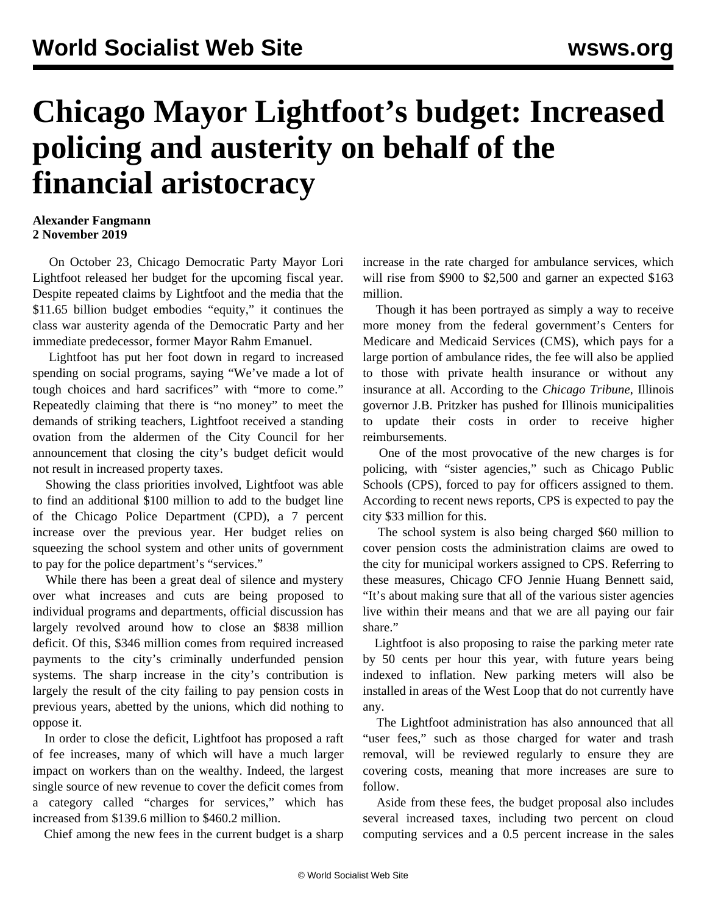# Chicago Mayor Lightfoot's budget: Increased policing and austerity on behalf of the financial aristocracy

**Alexander Fangmann**
**2 November 2019**

On October 23, Chicago Democratic Party Mayor Lori Lightfoot released her budget for the upcoming fiscal year. Despite repeated claims by Lightfoot and the media that the $11.65 billion budget embodies "equity," it continues the class war austerity agenda of the Democratic Party and her immediate predecessor, former Mayor Rahm Emanuel.

Lightfoot has put her foot down in regard to increased spending on social programs, saying "We've made a lot of tough choices and hard sacrifices" with "more to come." Repeatedly claiming that there is "no money" to meet the demands of striking teachers, Lightfoot received a standing ovation from the aldermen of the City Council for her announcement that closing the city's budget deficit would not result in increased property taxes.

Showing the class priorities involved, Lightfoot was able to find an additional $100 million to add to the budget line of the Chicago Police Department (CPD), a 7 percent increase over the previous year. Her budget relies on squeezing the school system and other units of government to pay for the police department's "services."

While there has been a great deal of silence and mystery over what increases and cuts are being proposed to individual programs and departments, official discussion has largely revolved around how to close an $838 million deficit. Of this, $346 million comes from required increased payments to the city's criminally underfunded pension systems. The sharp increase in the city's contribution is largely the result of the city failing to pay pension costs in previous years, abetted by the unions, which did nothing to oppose it.

In order to close the deficit, Lightfoot has proposed a raft of fee increases, many of which will have a much larger impact on workers than on the wealthy. Indeed, the largest single source of new revenue to cover the deficit comes from a category called "charges for services," which has increased from $139.6 million to $460.2 million.

Chief among the new fees in the current budget is a sharp increase in the rate charged for ambulance services, which will rise from $900 to $2,500 and garner an expected $163 million.

Though it has been portrayed as simply a way to receive more money from the federal government's Centers for Medicare and Medicaid Services (CMS), which pays for a large portion of ambulance rides, the fee will also be applied to those with private health insurance or without any insurance at all. According to the *Chicago Tribune*, Illinois governor J.B. Pritzker has pushed for Illinois municipalities to update their costs in order to receive higher reimbursements.

One of the most provocative of the new charges is for policing, with "sister agencies," such as Chicago Public Schools (CPS), forced to pay for officers assigned to them. According to recent news reports, CPS is expected to pay the city $33 million for this.

The school system is also being charged $60 million to cover pension costs the administration claims are owed to the city for municipal workers assigned to CPS. Referring to these measures, Chicago CFO Jennie Huang Bennett said, "It's about making sure that all of the various sister agencies live within their means and that we are all paying our fair share."

Lightfoot is also proposing to raise the parking meter rate by 50 cents per hour this year, with future years being indexed to inflation. New parking meters will also be installed in areas of the West Loop that do not currently have any.

The Lightfoot administration has also announced that all "user fees," such as those charged for water and trash removal, will be reviewed regularly to ensure they are covering costs, meaning that more increases are sure to follow.

Aside from these fees, the budget proposal also includes several increased taxes, including two percent on cloud computing services and a 0.5 percent increase in the sales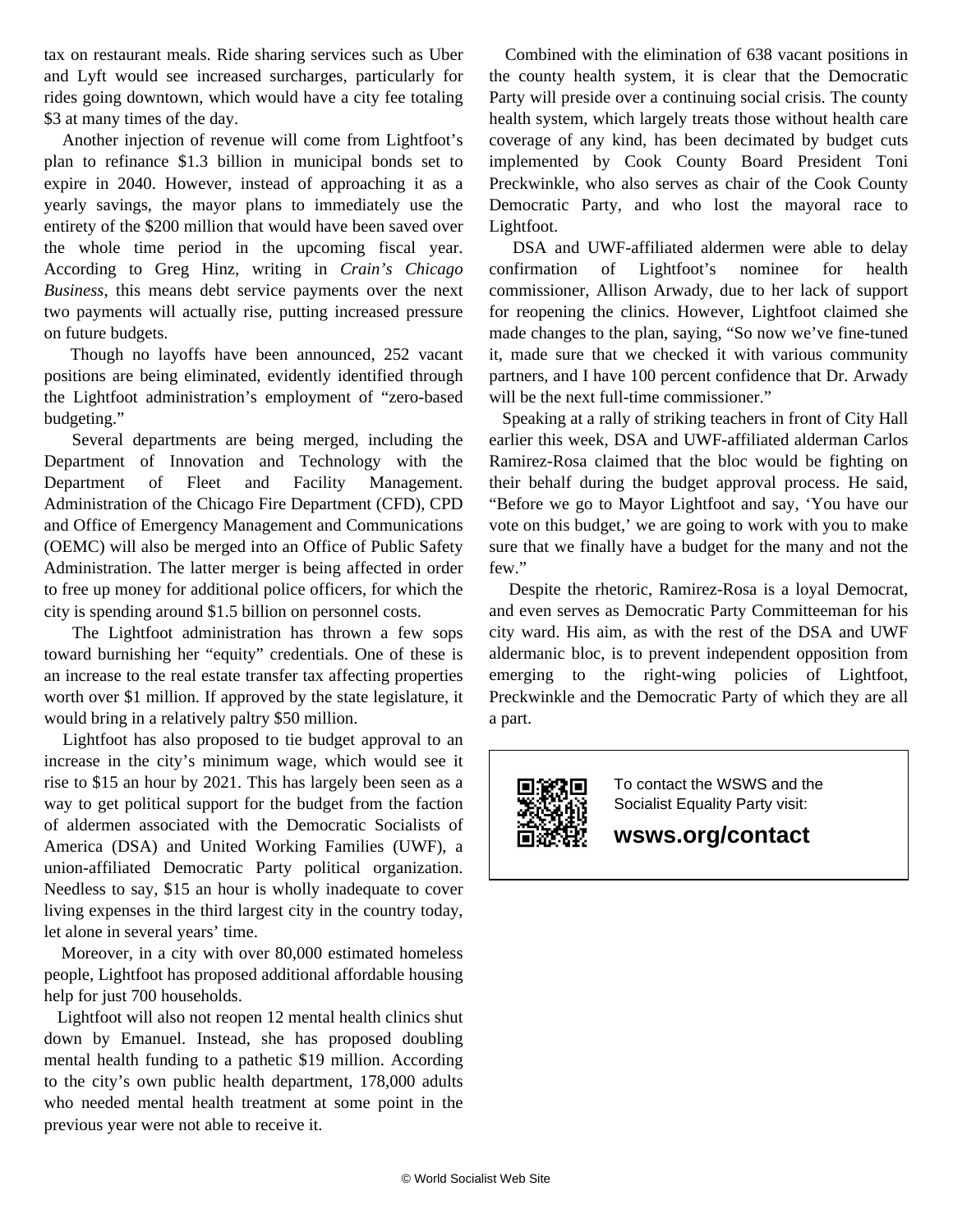tax on restaurant meals. Ride sharing services such as Uber and Lyft would see increased surcharges, particularly for rides going downtown, which would have a city fee totaling $3 at many times of the day.

Another injection of revenue will come from Lightfoot's plan to refinance $1.3 billion in municipal bonds set to expire in 2040. However, instead of approaching it as a yearly savings, the mayor plans to immediately use the entirety of the $200 million that would have been saved over the whole time period in the upcoming fiscal year. According to Greg Hinz, writing in *Crain's Chicago Business*, this means debt service payments over the next two payments will actually rise, putting increased pressure on future budgets.

Though no layoffs have been announced, 252 vacant positions are being eliminated, evidently identified through the Lightfoot administration's employment of "zero-based budgeting."

Several departments are being merged, including the Department of Innovation and Technology with the Department of Fleet and Facility Management. Administration of the Chicago Fire Department (CFD), CPD and Office of Emergency Management and Communications (OEMC) will also be merged into an Office of Public Safety Administration. The latter merger is being affected in order to free up money for additional police officers, for which the city is spending around $1.5 billion on personnel costs.

The Lightfoot administration has thrown a few sops toward burnishing her "equity" credentials. One of these is an increase to the real estate transfer tax affecting properties worth over $1 million. If approved by the state legislature, it would bring in a relatively paltry $50 million.

Lightfoot has also proposed to tie budget approval to an increase in the city's minimum wage, which would see it rise to $15 an hour by 2021. This has largely been seen as a way to get political support for the budget from the faction of aldermen associated with the Democratic Socialists of America (DSA) and United Working Families (UWF), a union-affiliated Democratic Party political organization. Needless to say, $15 an hour is wholly inadequate to cover living expenses in the third largest city in the country today, let alone in several years' time.

Moreover, in a city with over 80,000 estimated homeless people, Lightfoot has proposed additional affordable housing help for just 700 households.

Lightfoot will also not reopen 12 mental health clinics shut down by Emanuel. Instead, she has proposed doubling mental health funding to a pathetic $19 million. According to the city's own public health department, 178,000 adults who needed mental health treatment at some point in the previous year were not able to receive it.

Combined with the elimination of 638 vacant positions in the county health system, it is clear that the Democratic Party will preside over a continuing social crisis. The county health system, which largely treats those without health care coverage of any kind, has been decimated by budget cuts implemented by Cook County Board President Toni Preckwinkle, who also serves as chair of the Cook County Democratic Party, and who lost the mayoral race to Lightfoot.

DSA and UWF-affiliated aldermen were able to delay confirmation of Lightfoot's nominee for health commissioner, Allison Arwady, due to her lack of support for reopening the clinics. However, Lightfoot claimed she made changes to the plan, saying, "So now we've fine-tuned it, made sure that we checked it with various community partners, and I have 100 percent confidence that Dr. Arwady will be the next full-time commissioner."

Speaking at a rally of striking teachers in front of City Hall earlier this week, DSA and UWF-affiliated alderman Carlos Ramirez-Rosa claimed that the bloc would be fighting on their behalf during the budget approval process. He said, "Before we go to Mayor Lightfoot and say, 'You have our vote on this budget,' we are going to work with you to make sure that we finally have a budget for the many and not the few."

Despite the rhetoric, Ramirez-Rosa is a loyal Democrat, and even serves as Democratic Party Committeeman for his city ward. His aim, as with the rest of the DSA and UWF aldermanic bloc, is to prevent independent opposition from emerging to the right-wing policies of Lightfoot, Preckwinkle and the Democratic Party of which they are all a part.

To contact the WSWS and the Socialist Equality Party visit:

**wsws.org/contact**